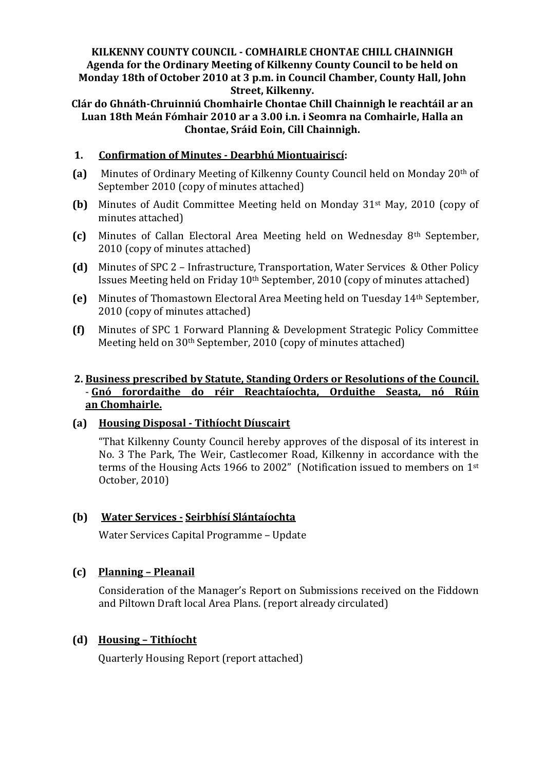**KILKENNY COUNTY COUNCIL - COMHAIRLE CHONTAE CHILL CHAINNIGH**
**Agenda for the Ordinary Meeting of Kilkenny County Council to be held on Monday 18th of October 2010 at 3 p.m. in Council Chamber, County Hall, John Street, Kilkenny.**
**Clár do Ghnáth-Chruinniú Chomhairle Chontae Chill Chainnigh le reachtáil ar an Luan 18th Meán Fómhair 2010 ar a 3.00 i.n. i Seomra na Comhairle, Halla an Chontae, Sráid Eoin, Cill Chainnigh.**

## 1. Confirmation of Minutes - Dearbhú Miontuairiscí:

**(a)** Minutes of Ordinary Meeting of Kilkenny County Council held on Monday 20th of September 2010 (copy of minutes attached)

**(b)** Minutes of Audit Committee Meeting held on Monday 31st May, 2010 (copy of minutes attached)

**(c)** Minutes of Callan Electoral Area Meeting held on Wednesday 8th September, 2010 (copy of minutes attached)

**(d)** Minutes of SPC 2 – Infrastructure, Transportation, Water Services & Other Policy Issues Meeting held on Friday 10th September, 2010 (copy of minutes attached)

**(e)** Minutes of Thomastown Electoral Area Meeting held on Tuesday 14th September, 2010 (copy of minutes attached)

**(f)** Minutes of SPC 1 Forward Planning & Development Strategic Policy Committee Meeting held on 30th September, 2010 (copy of minutes attached)

## 2. Business prescribed by Statute, Standing Orders or Resolutions of the Council. - Gnó forordaithe do réir Reachtaíochta, Orduithe Seasta, nó Rúin an Chomhairle.

### (a) Housing Disposal - Tithíocht Díuscairt

"That Kilkenny County Council hereby approves of the disposal of its interest in No. 3 The Park, The Weir, Castlecomer Road, Kilkenny in accordance with the terms of the Housing Acts 1966 to 2002" (Notification issued to members on 1st October, 2010)

### (b) Water Services - Seirbhísí Slántaíochta

Water Services Capital Programme – Update

### (c) Planning – Pleanail

Consideration of the Manager's Report on Submissions received on the Fiddown and Piltown Draft local Area Plans. (report already circulated)

### (d) Housing – Tithíocht

Quarterly Housing Report (report attached)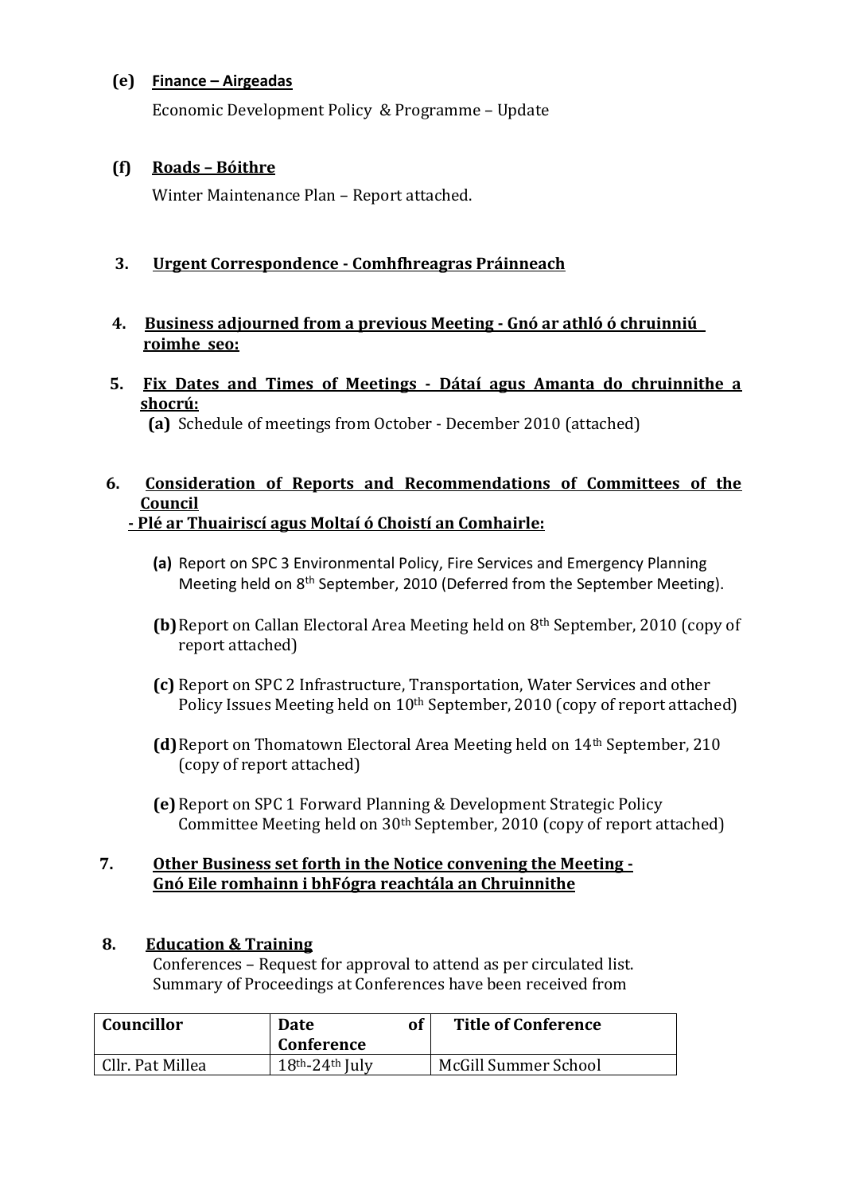**(e) Finance – Airgeadas**

Economic Development Policy & Programme – Update

**(f) Roads – Bóithre**

Winter Maintenance Plan – Report attached.

**3. Urgent Correspondence - Comhfhreagras Práinneach**

**4. Business adjourned from a previous Meeting - Gnó ar athló ó chruinniú roimhe seo:**

**5. Fix Dates and Times of Meetings - Dátaí agus Amanta do chruinnithe a shocrú:**

**(a)** Schedule of meetings from October - December 2010 (attached)

**6. Consideration of Reports and Recommendations of Committees of the Council - Plé ar Thuairiscí agus Moltaí ó Choistí an Comhairle:**

**(a)** Report on SPC 3 Environmental Policy, Fire Services and Emergency Planning Meeting held on 8th September, 2010 (Deferred from the September Meeting).

**(b)** Report on Callan Electoral Area Meeting held on 8th September, 2010 (copy of report attached)

**(c)** Report on SPC 2 Infrastructure, Transportation, Water Services and other Policy Issues Meeting held on 10th September, 2010 (copy of report attached)

**(d)** Report on Thomatown Electoral Area Meeting held on 14th September, 210 (copy of report attached)

**(e)** Report on SPC 1 Forward Planning & Development Strategic Policy Committee Meeting held on 30th September, 2010 (copy of report attached)

**7. Other Business set forth in the Notice convening the Meeting - Gnó Eile romhainn i bhFógra reachtála an Chruinnithe**

**8. Education & Training**

Conferences – Request for approval to attend as per circulated list.
Summary of Proceedings at Conferences have been received from

| Councillor | Date of Conference | Title of Conference |
| --- | --- | --- |
| Cllr. Pat Millea | 18th-24th July | McGill Summer School |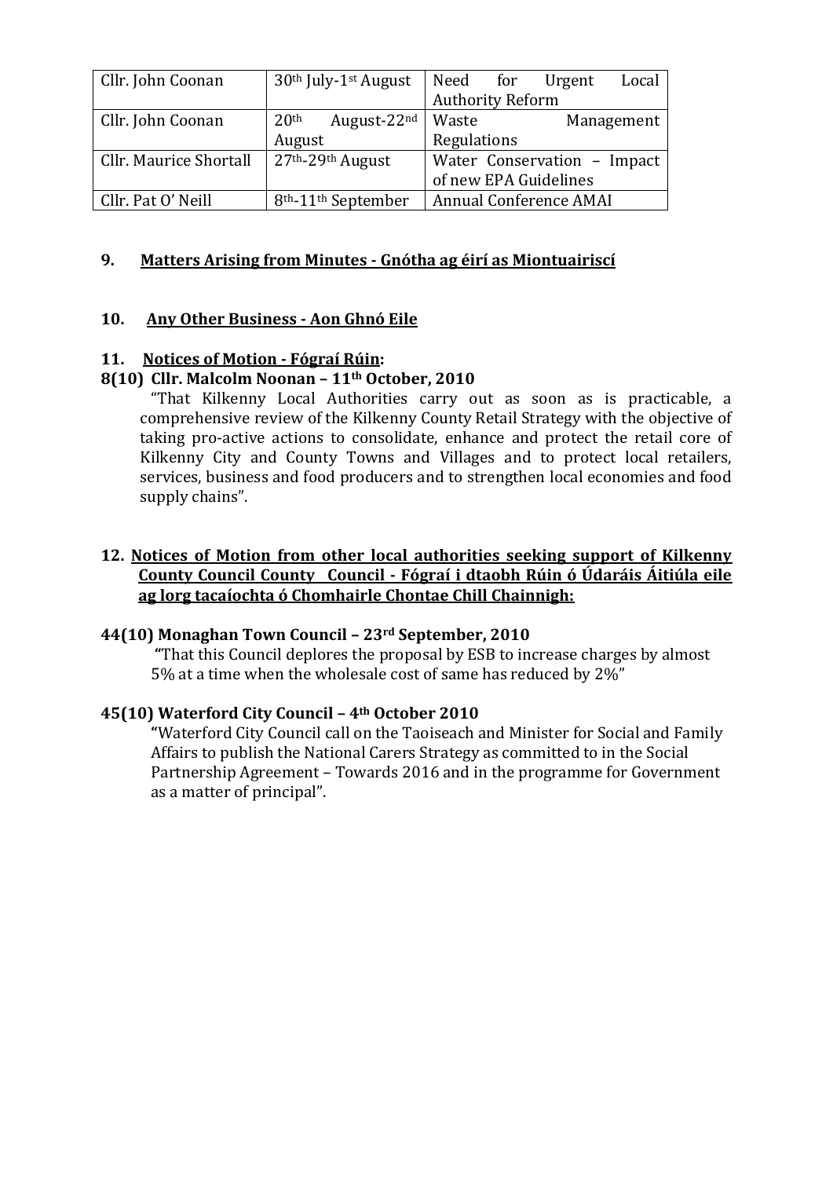| | | |
|---|---|---|
| Cllr. John Coonan | 30th July-1st August | Need for Urgent Local Authority Reform |
| Cllr. John Coonan | 20th August-22nd August | Waste Management Regulations |
| Cllr. Maurice Shortall | 27th-29th August | Water Conservation – Impact of new EPA Guidelines |
| Cllr. Pat O' Neill | 8th-11th September | Annual Conference AMAI |

**9. <u>Matters Arising from Minutes - Gnótha ag éirí as Miontuairiscí</u>**

**10. <u>Any Other Business - Aon Ghnó Eile</u>**

**11. <u>Notices of Motion - Fógraí Rúin</u>:**

**8(10) Cllr. Malcolm Noonan – 11th October, 2010**

"That Kilkenny Local Authorities carry out as soon as is practicable, a comprehensive review of the Kilkenny County Retail Strategy with the objective of taking pro-active actions to consolidate, enhance and protect the retail core of Kilkenny City and County Towns and Villages and to protect local retailers, services, business and food producers and to strengthen local economies and food supply chains".

**12. <u>Notices of Motion from other local authorities seeking support of Kilkenny County Council County Council - Fógraí i dtaobh Rúin ó Údaráis Áitiúla eile ag lorg tacaíochta ó Chomhairle Chontae Chill Chainnigh:</u>**

**44(10) Monaghan Town Council – 23rd September, 2010**

"That this Council deplores the proposal by ESB to increase charges by almost 5% at a time when the wholesale cost of same has reduced by 2%"

**45(10) Waterford City Council – 4th October 2010**

"Waterford City Council call on the Taoiseach and Minister for Social and Family Affairs to publish the National Carers Strategy as committed to in the Social Partnership Agreement – Towards 2016 and in the programme for Government as a matter of principal".